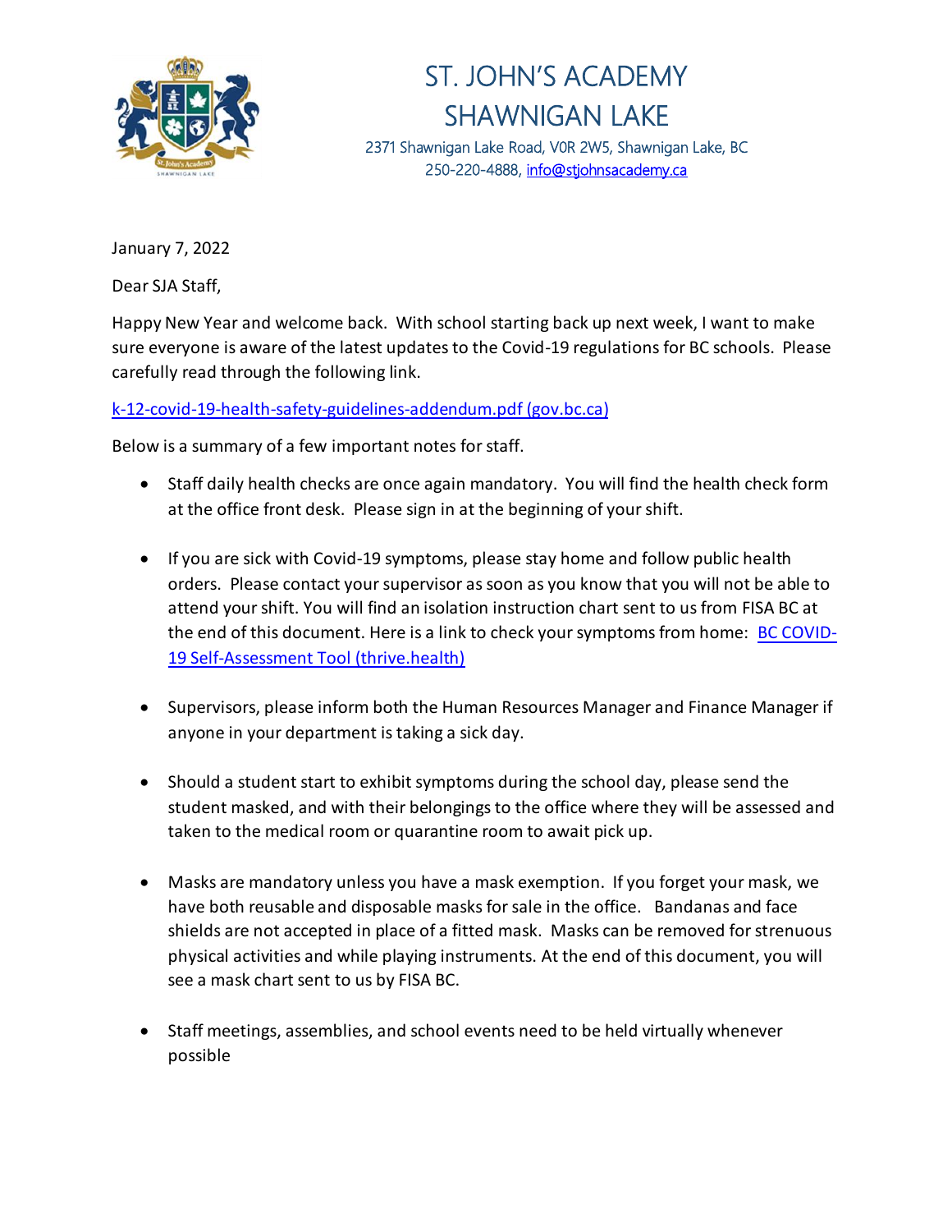# ST. JOHN'S ACADEMY SHAWNIGAN LAKE

2371 Shawnigan Lake Road, V0R 2W5, Shawnigan Lake, BC
250-220-4888, [info@stjohnsacademy.ca](mailto:info@stjohnsacademy.ca)

January 7, 2022

Dear SJA Staff,

Happy New Year and welcome back. With school starting back up next week, I want to make sure everyone is aware of the latest updates to the Covid-19 regulations for BC schools. Please carefully read through the following link.

k-12-covid-19-health-safety-guidelines-addendum.pdf (gov.bc.ca)

Below is a summary of a few important notes for staff.

- Staff daily health checks are once again mandatory. You will find the health check form at the office front desk. Please sign in at the beginning of your shift.
- If you are sick with Covid-19 symptoms, please stay home and follow public health orders. Please contact your supervisor as soon as you know that you will not be able to attend your shift. You will find an isolation instruction chart sent to us from FISA BC at the end of this document. Here is a link to check your symptoms from home: BC COVID-19 Self-Assessment Tool (thrive.health)
- Supervisors, please inform both the Human Resources Manager and Finance Manager if anyone in your department is taking a sick day.
- Should a student start to exhibit symptoms during the school day, please send the student masked, and with their belongings to the office where they will be assessed and taken to the medical room or quarantine room to await pick up.
- Masks are mandatory unless you have a mask exemption. If you forget your mask, we have both reusable and disposable masks for sale in the office. Bandanas and face shields are not accepted in place of a fitted mask. Masks can be removed for strenuous physical activities and while playing instruments. At the end of this document, you will see a mask chart sent to us by FISA BC.
- Staff meetings, assemblies, and school events need to be held virtually whenever possible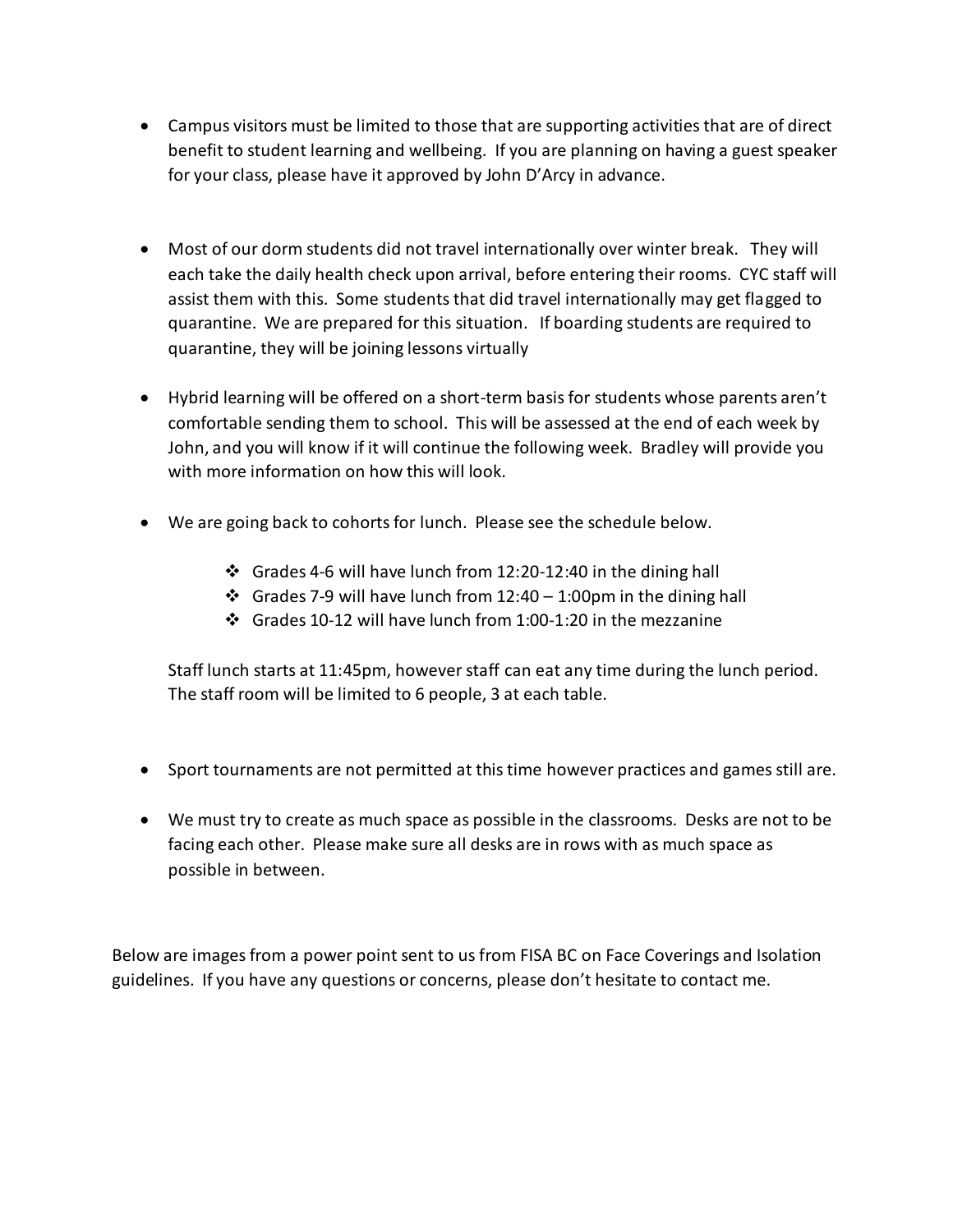- Campus visitors must be limited to those that are supporting activities that are of direct benefit to student learning and wellbeing. If you are planning on having a guest speaker for your class, please have it approved by John D'Arcy in advance.

- Most of our dorm students did not travel internationally over winter break. They will each take the daily health check upon arrival, before entering their rooms. CYC staff will assist them with this. Some students that did travel internationally may get flagged to quarantine. We are prepared for this situation. If boarding students are required to quarantine, they will be joining lessons virtually

- Hybrid learning will be offered on a short-term basis for students whose parents aren't comfortable sending them to school. This will be assessed at the end of each week by John, and you will know if it will continue the following week. Bradley will provide you with more information on how this will look.

- We are going back to cohorts for lunch. Please see the schedule below.

    - ❖ Grades 4-6 will have lunch from 12:20-12:40 in the dining hall
    - ❖ Grades 7-9 will have lunch from 12:40 – 1:00pm in the dining hall
    - ❖ Grades 10-12 will have lunch from 1:00-1:20 in the mezzanine

  Staff lunch starts at 11:45pm, however staff can eat any time during the lunch period. The staff room will be limited to 6 people, 3 at each table.

- Sport tournaments are not permitted at this time however practices and games still are.

- We must try to create as much space as possible in the classrooms. Desks are not to be facing each other. Please make sure all desks are in rows with as much space as possible in between.

Below are images from a power point sent to us from FISA BC on Face Coverings and Isolation guidelines. If you have any questions or concerns, please don't hesitate to contact me.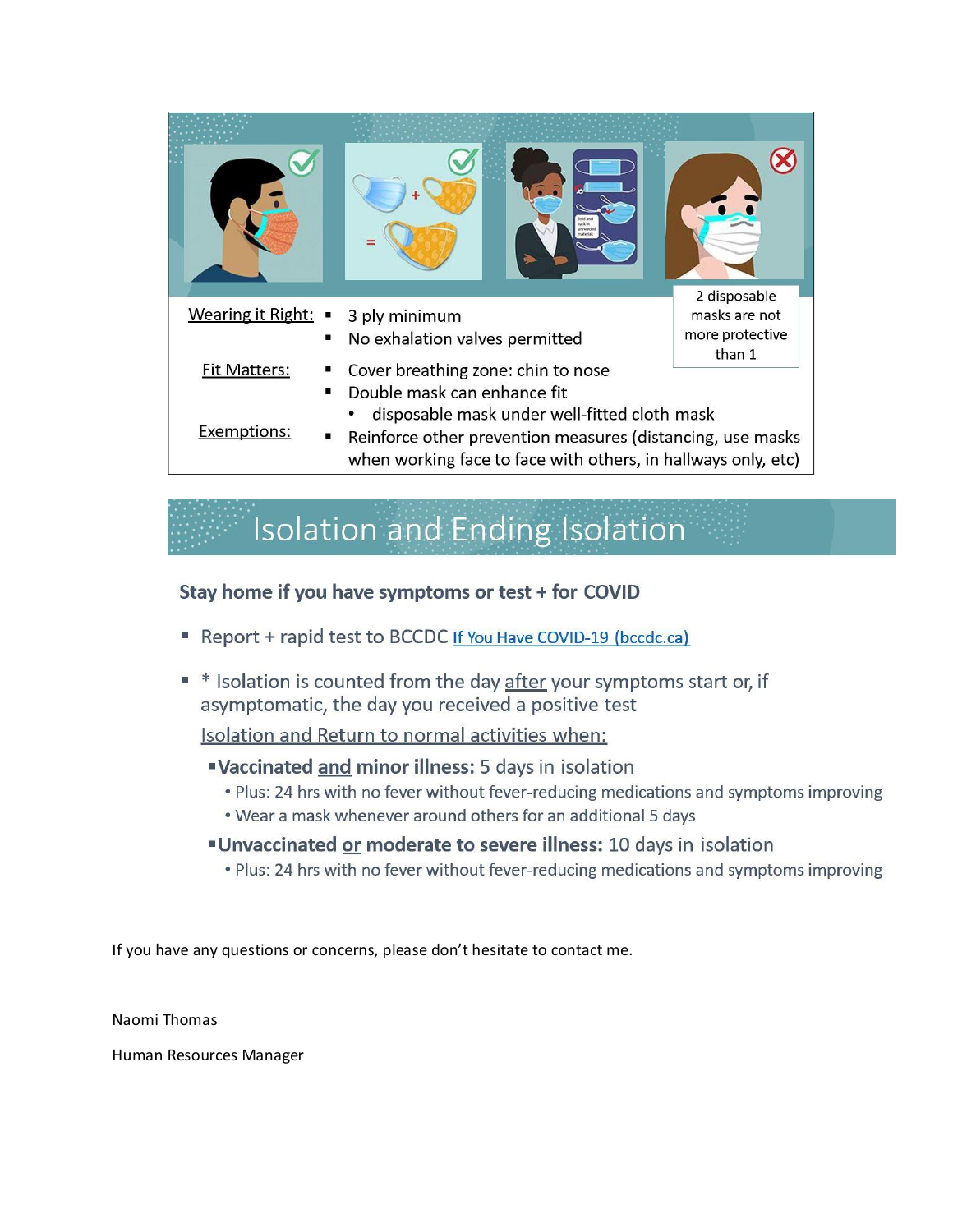2 disposable masks are not more protective than 1

| | |
|---|---|
| <u>Wearing it Right:</u> | ▪ 3 ply minimum<br>▪ No exhalation valves permitted |
| <u>Fit Matters:</u> | ▪ Cover breathing zone: chin to nose<br>▪ Double mask can enhance fit<br>• disposable mask under well-fitted cloth mask |
| <u>Exemptions:</u> | ▪ Reinforce other prevention measures (distancing, use masks when working face to face with others, in hallways only, etc) |

## Isolation and Ending Isolation

### Stay home if you have symptoms or test + for COVID

- Report + rapid test to BCCDC [If You Have COVID-19 (bccdc.ca)]
- * Isolation is counted from the day <u>after</u> your symptoms start or, if asymptomatic, the day you received a positive test

  <u>Isolation and Return to normal activities when:</u>

  - **Vaccinated <u>and</u> minor illness:** 5 days in isolation
    - Plus: 24 hrs with no fever without fever-reducing medications and symptoms improving
    - Wear a mask whenever around others for an additional 5 days
  - **Unvaccinated <u>or</u> moderate to severe illness:** 10 days in isolation
    - Plus: 24 hrs with no fever without fever-reducing medications and symptoms improving

If you have any questions or concerns, please don't hesitate to contact me.

Naomi Thomas

Human Resources Manager